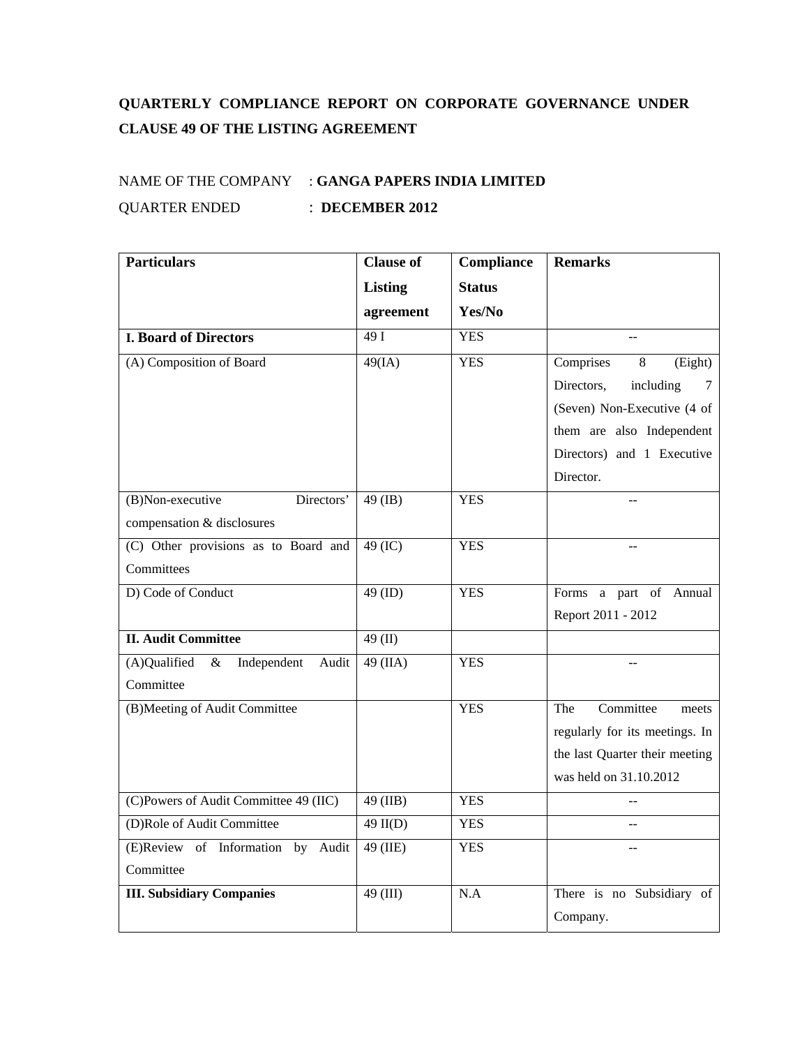**QUARTERLY COMPLIANCE REPORT ON CORPORATE GOVERNANCE UNDER CLAUSE 49 OF THE LISTING AGREEMENT**

NAME OF THE COMPANY : **GANGA PAPERS INDIA LIMITED**

QUARTER ENDED : **DECEMBER 2012**

| **Particulars** | **Clause of Listing agreement** | **Compliance Status Yes/No** | **Remarks** |
|---|---|---|---|
| **I. Board of Directors** | 49 I | YES | -- |
| (A) Composition of Board | 49(IA) | YES | Comprises 8 (Eight) Directors, including 7 (Seven) Non-Executive (4 of them are also Independent Directors) and 1 Executive Director. |
| (B)Non-executive Directors' compensation & disclosures | 49 (IB) | YES | -- |
| (C) Other provisions as to Board and Committees | 49 (IC) | YES | -- |
| D) Code of Conduct | 49 (ID) | YES | Forms a part of Annual Report 2011 - 2012 |
| **II. Audit Committee** | 49 (II) | | |
| (A)Qualified & Independent Audit Committee | 49 (IIA) | YES | -- |
| (B)Meeting of Audit Committee | | YES | The Committee meets regularly for its meetings. In the last Quarter their meeting was held on 31.10.2012 |
| (C)Powers of Audit Committee 49 (IIC) | 49 (IIB) | YES | -- |
| (D)Role of Audit Committee | 49 II(D) | YES | -- |
| (E)Review of Information by Audit Committee | 49 (IIE) | YES | -- |
| **III. Subsidiary Companies** | 49 (III) | N.A | There is no Subsidiary of Company. |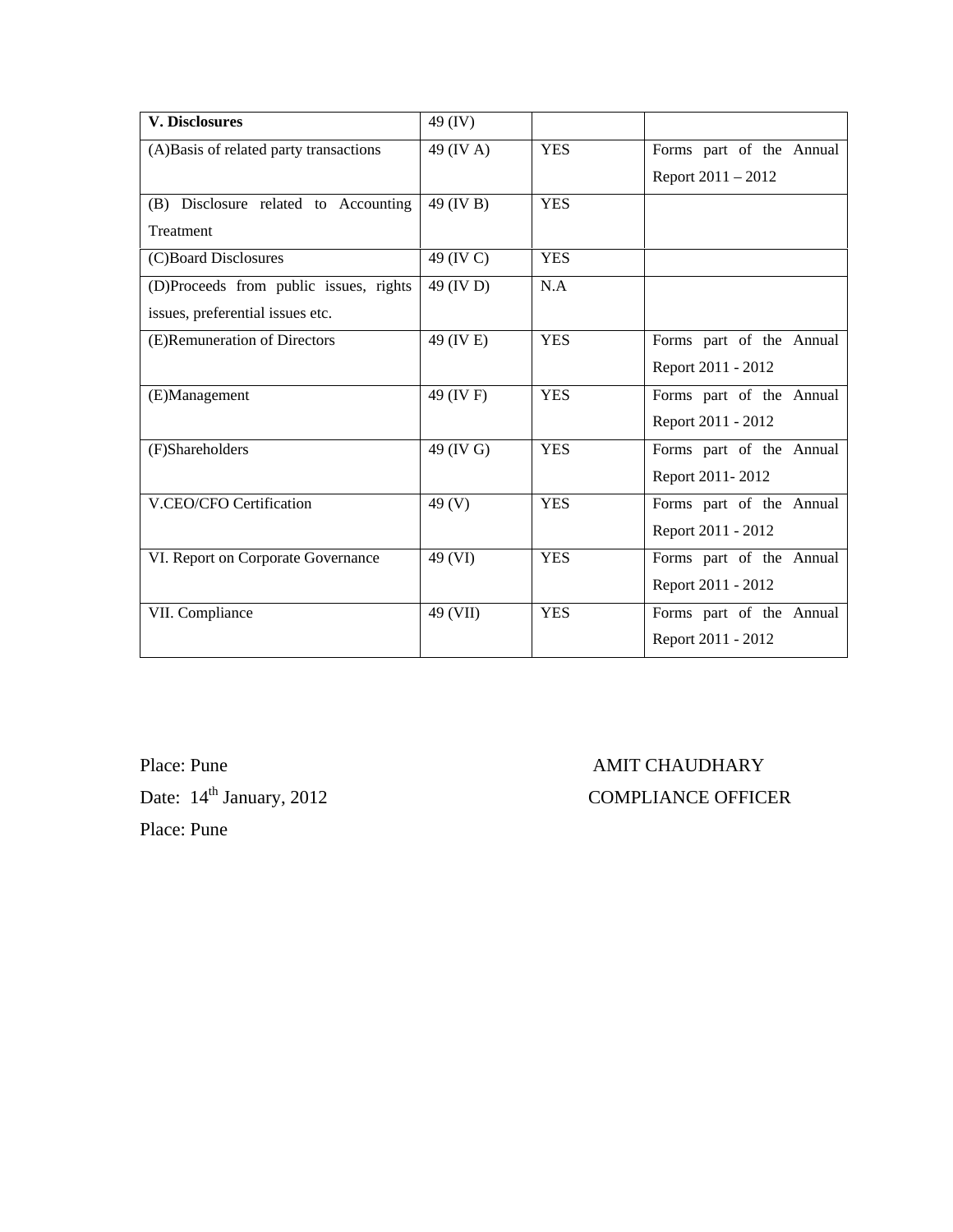| | | | |
|---|---|---|---|
| **V. Disclosures** | 49 (IV) | | |
| (A)Basis of related party transactions | 49 (IV A) | YES | Forms part of the Annual Report 2011 – 2012 |
| (B) Disclosure related to Accounting Treatment | 49 (IV B) | YES | |
| (C)Board Disclosures | 49 (IV C) | YES | |
| (D)Proceeds from public issues, rights issues, preferential issues etc. | 49 (IV D) | N.A | |
| (E)Remuneration of Directors | 49 (IV E) | YES | Forms part of the Annual Report 2011 - 2012 |
| (E)Management | 49 (IV F) | YES | Forms part of the Annual Report 2011 - 2012 |
| (F)Shareholders | 49 (IV G) | YES | Forms part of the Annual Report 2011- 2012 |
| V.CEO/CFO Certification | 49 (V) | YES | Forms part of the Annual Report 2011 - 2012 |
| VI. Report on Corporate Governance | 49 (VI) | YES | Forms part of the Annual Report 2011 - 2012 |
| VII. Compliance | 49 (VII) | YES | Forms part of the Annual Report 2011 - 2012 |

Place: Pune

Date: 14th January, 2012

Place: Pune

AMIT CHAUDHARY

COMPLIANCE OFFICER